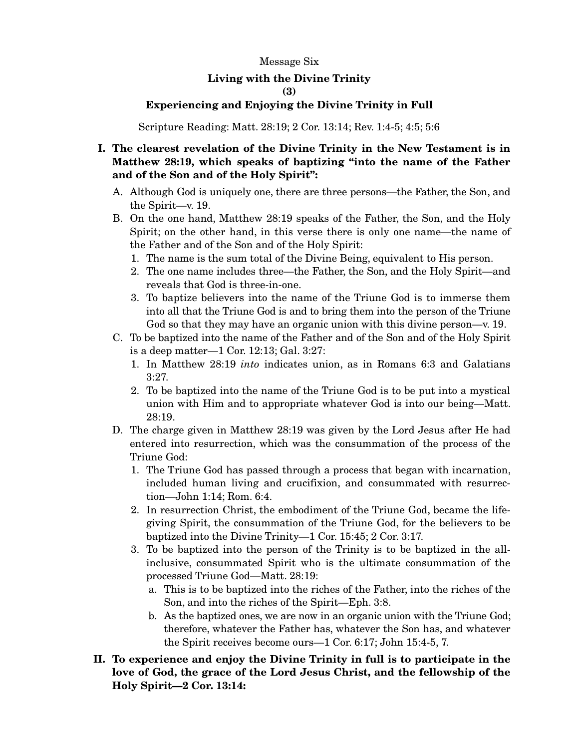Message Six

# Living with the Divine Trinity
## (3)
## Experiencing and Enjoying the Divine Trinity in Full

Scripture Reading: Matt. 28:19; 2 Cor. 13:14; Rev. 1:4-5; 4:5; 5:6

**I. The clearest revelation of the Divine Trinity in the New Testament is in Matthew 28:19, which speaks of baptizing "into the name of the Father and of the Son and of the Holy Spirit":**

A. Although God is uniquely one, there are three persons—the Father, the Son, and the Spirit—v. 19.

B. On the one hand, Matthew 28:19 speaks of the Father, the Son, and the Holy Spirit; on the other hand, in this verse there is only one name—the name of the Father and of the Son and of the Holy Spirit:

1. The name is the sum total of the Divine Being, equivalent to His person.
2. The one name includes three—the Father, the Son, and the Holy Spirit—and reveals that God is three-in-one.
3. To baptize believers into the name of the Triune God is to immerse them into all that the Triune God is and to bring them into the person of the Triune God so that they may have an organic union with this divine person—v. 19.

C. To be baptized into the name of the Father and of the Son and of the Holy Spirit is a deep matter—1 Cor. 12:13; Gal. 3:27:

1. In Matthew 28:19 *into* indicates union, as in Romans 6:3 and Galatians 3:27.
2. To be baptized into the name of the Triune God is to be put into a mystical union with Him and to appropriate whatever God is into our being—Matt. 28:19.

D. The charge given in Matthew 28:19 was given by the Lord Jesus after He had entered into resurrection, which was the consummation of the process of the Triune God:

1. The Triune God has passed through a process that began with incarnation, included human living and crucifixion, and consummated with resurrection—John 1:14; Rom. 6:4.
2. In resurrection Christ, the embodiment of the Triune God, became the life-giving Spirit, the consummation of the Triune God, for the believers to be baptized into the Divine Trinity—1 Cor. 15:45; 2 Cor. 3:17.
3. To be baptized into the person of the Trinity is to be baptized in the all-inclusive, consummated Spirit who is the ultimate consummation of the processed Triune God—Matt. 28:19:
   a. This is to be baptized into the riches of the Father, into the riches of the Son, and into the riches of the Spirit—Eph. 3:8.
   b. As the baptized ones, we are now in an organic union with the Triune God; therefore, whatever the Father has, whatever the Son has, and whatever the Spirit receives become ours—1 Cor. 6:17; John 15:4-5, 7.

**II. To experience and enjoy the Divine Trinity in full is to participate in the love of God, the grace of the Lord Jesus Christ, and the fellowship of the Holy Spirit—2 Cor. 13:14:**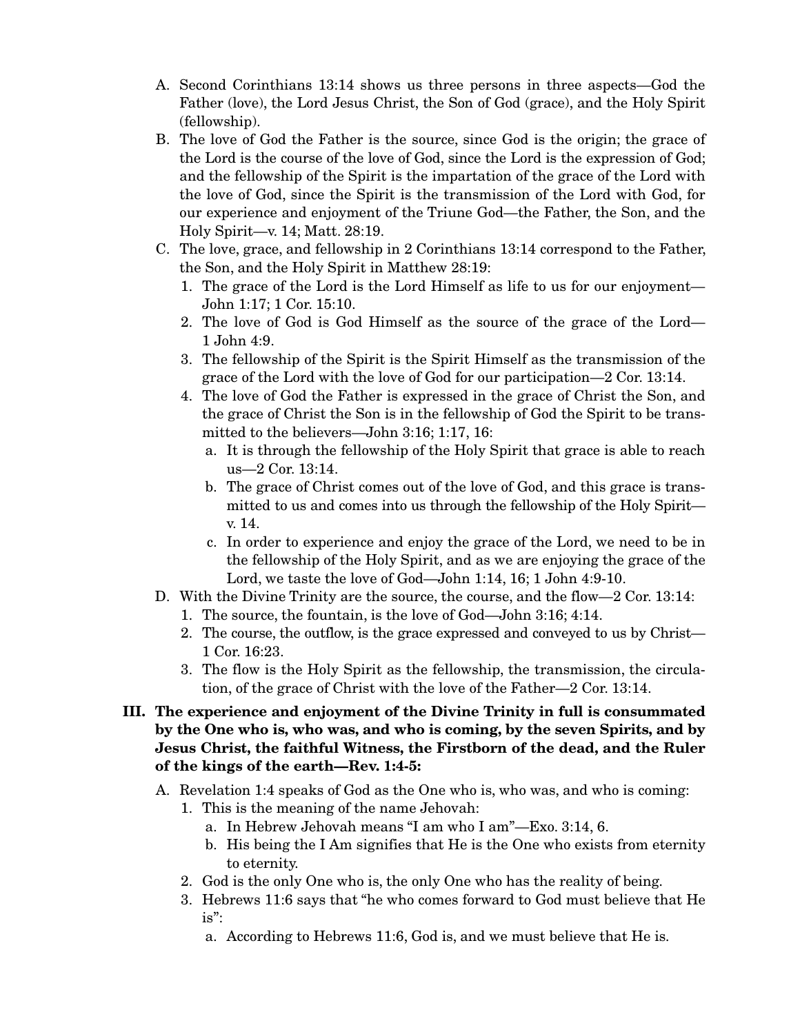A. Second Corinthians 13:14 shows us three persons in three aspects—God the Father (love), the Lord Jesus Christ, the Son of God (grace), and the Holy Spirit (fellowship).

B. The love of God the Father is the source, since God is the origin; the grace of the Lord is the course of the love of God, since the Lord is the expression of God; and the fellowship of the Spirit is the impartation of the grace of the Lord with the love of God, since the Spirit is the transmission of the Lord with God, for our experience and enjoyment of the Triune God—the Father, the Son, and the Holy Spirit—v. 14; Matt. 28:19.

C. The love, grace, and fellowship in 2 Corinthians 13:14 correspond to the Father, the Son, and the Holy Spirit in Matthew 28:19:

   1. The grace of the Lord is the Lord Himself as life to us for our enjoyment—John 1:17; 1 Cor. 15:10.
   2. The love of God is God Himself as the source of the grace of the Lord—1 John 4:9.
   3. The fellowship of the Spirit is the Spirit Himself as the transmission of the grace of the Lord with the love of God for our participation—2 Cor. 13:14.
   4. The love of God the Father is expressed in the grace of Christ the Son, and the grace of Christ the Son is in the fellowship of God the Spirit to be transmitted to the believers—John 3:16; 1:17, 16:
      a. It is through the fellowship of the Holy Spirit that grace is able to reach us—2 Cor. 13:14.
      b. The grace of Christ comes out of the love of God, and this grace is transmitted to us and comes into us through the fellowship of the Holy Spirit—v. 14.
      c. In order to experience and enjoy the grace of the Lord, we need to be in the fellowship of the Holy Spirit, and as we are enjoying the grace of the Lord, we taste the love of God—John 1:14, 16; 1 John 4:9-10.

D. With the Divine Trinity are the source, the course, and the flow—2 Cor. 13:14:

   1. The source, the fountain, is the love of God—John 3:16; 4:14.
   2. The course, the outflow, is the grace expressed and conveyed to us by Christ—1 Cor. 16:23.
   3. The flow is the Holy Spirit as the fellowship, the transmission, the circulation, of the grace of Christ with the love of the Father—2 Cor. 13:14.

**III. The experience and enjoyment of the Divine Trinity in full is consummated by the One who is, who was, and who is coming, by the seven Spirits, and by Jesus Christ, the faithful Witness, the Firstborn of the dead, and the Ruler of the kings of the earth—Rev. 1:4-5:**

A. Revelation 1:4 speaks of God as the One who is, who was, and who is coming:

   1. This is the meaning of the name Jehovah:
      a. In Hebrew Jehovah means "I am who I am"—Exo. 3:14, 6.
      b. His being the I Am signifies that He is the One who exists from eternity to eternity.
   2. God is the only One who is, the only One who has the reality of being.
   3. Hebrews 11:6 says that "he who comes forward to God must believe that He is":
      a. According to Hebrews 11:6, God is, and we must believe that He is.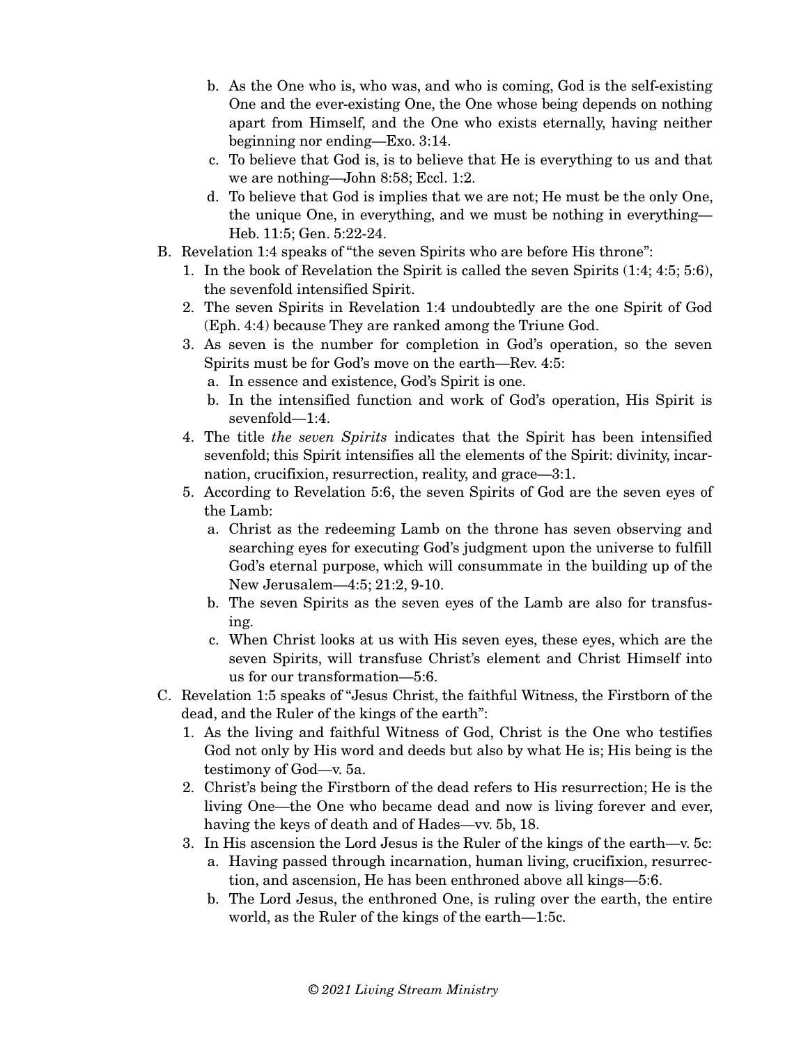b. As the One who is, who was, and who is coming, God is the self-existing One and the ever-existing One, the One whose being depends on nothing apart from Himself, and the One who exists eternally, having neither beginning nor ending—Exo. 3:14.
   c. To believe that God is, is to believe that He is everything to us and that we are nothing—John 8:58; Eccl. 1:2.
   d. To believe that God is implies that we are not; He must be the only One, the unique One, in everything, and we must be nothing in everything—Heb. 11:5; Gen. 5:22-24.

B. Revelation 1:4 speaks of "the seven Spirits who are before His throne":
   1. In the book of Revelation the Spirit is called the seven Spirits (1:4; 4:5; 5:6), the sevenfold intensified Spirit.
   2. The seven Spirits in Revelation 1:4 undoubtedly are the one Spirit of God (Eph. 4:4) because They are ranked among the Triune God.
   3. As seven is the number for completion in God's operation, so the seven Spirits must be for God's move on the earth—Rev. 4:5:
      a. In essence and existence, God's Spirit is one.
      b. In the intensified function and work of God's operation, His Spirit is sevenfold—1:4.
   4. The title *the seven Spirits* indicates that the Spirit has been intensified sevenfold; this Spirit intensifies all the elements of the Spirit: divinity, incarnation, crucifixion, resurrection, reality, and grace—3:1.
   5. According to Revelation 5:6, the seven Spirits of God are the seven eyes of the Lamb:
      a. Christ as the redeeming Lamb on the throne has seven observing and searching eyes for executing God's judgment upon the universe to fulfill God's eternal purpose, which will consummate in the building up of the New Jerusalem—4:5; 21:2, 9-10.
      b. The seven Spirits as the seven eyes of the Lamb are also for transfusing.
      c. When Christ looks at us with His seven eyes, these eyes, which are the seven Spirits, will transfuse Christ's element and Christ Himself into us for our transformation—5:6.

C. Revelation 1:5 speaks of "Jesus Christ, the faithful Witness, the Firstborn of the dead, and the Ruler of the kings of the earth":
   1. As the living and faithful Witness of God, Christ is the One who testifies God not only by His word and deeds but also by what He is; His being is the testimony of God—v. 5a.
   2. Christ's being the Firstborn of the dead refers to His resurrection; He is the living One—the One who became dead and now is living forever and ever, having the keys of death and of Hades—vv. 5b, 18.
   3. In His ascension the Lord Jesus is the Ruler of the kings of the earth—v. 5c:
      a. Having passed through incarnation, human living, crucifixion, resurrection, and ascension, He has been enthroned above all kings—5:6.
      b. The Lord Jesus, the enthroned One, is ruling over the earth, the entire world, as the Ruler of the kings of the earth—1:5c.

*© 2021 Living Stream Ministry*